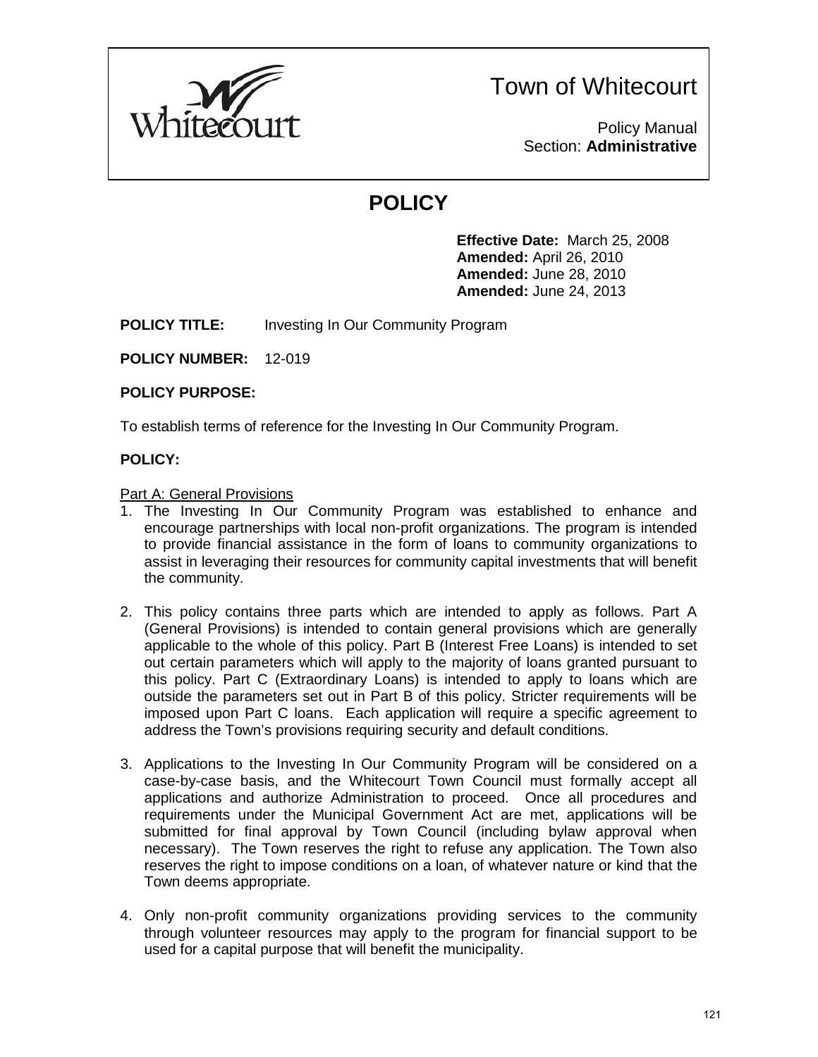# Town of Whitecourt

Policy Manual
Section: **Administrative**

## POLICY

**Effective Date:** March 25, 2008
**Amended:** April 26, 2010
**Amended:** June 28, 2010
**Amended:** June 24, 2013

**POLICY TITLE:** Investing In Our Community Program

**POLICY NUMBER:** 12-019

**POLICY PURPOSE:**

To establish terms of reference for the Investing In Our Community Program.

**POLICY:**

Part A: General Provisions

1. The Investing In Our Community Program was established to enhance and encourage partnerships with local non-profit organizations. The program is intended to provide financial assistance in the form of loans to community organizations to assist in leveraging their resources for community capital investments that will benefit the community.

2. This policy contains three parts which are intended to apply as follows. Part A (General Provisions) is intended to contain general provisions which are generally applicable to the whole of this policy. Part B (Interest Free Loans) is intended to set out certain parameters which will apply to the majority of loans granted pursuant to this policy. Part C (Extraordinary Loans) is intended to apply to loans which are outside the parameters set out in Part B of this policy. Stricter requirements will be imposed upon Part C loans. Each application will require a specific agreement to address the Town's provisions requiring security and default conditions.

3. Applications to the Investing In Our Community Program will be considered on a case-by-case basis, and the Whitecourt Town Council must formally accept all applications and authorize Administration to proceed. Once all procedures and requirements under the Municipal Government Act are met, applications will be submitted for final approval by Town Council (including bylaw approval when necessary). The Town reserves the right to refuse any application. The Town also reserves the right to impose conditions on a loan, of whatever nature or kind that the Town deems appropriate.

4. Only non-profit community organizations providing services to the community through volunteer resources may apply to the program for financial support to be used for a capital purpose that will benefit the municipality.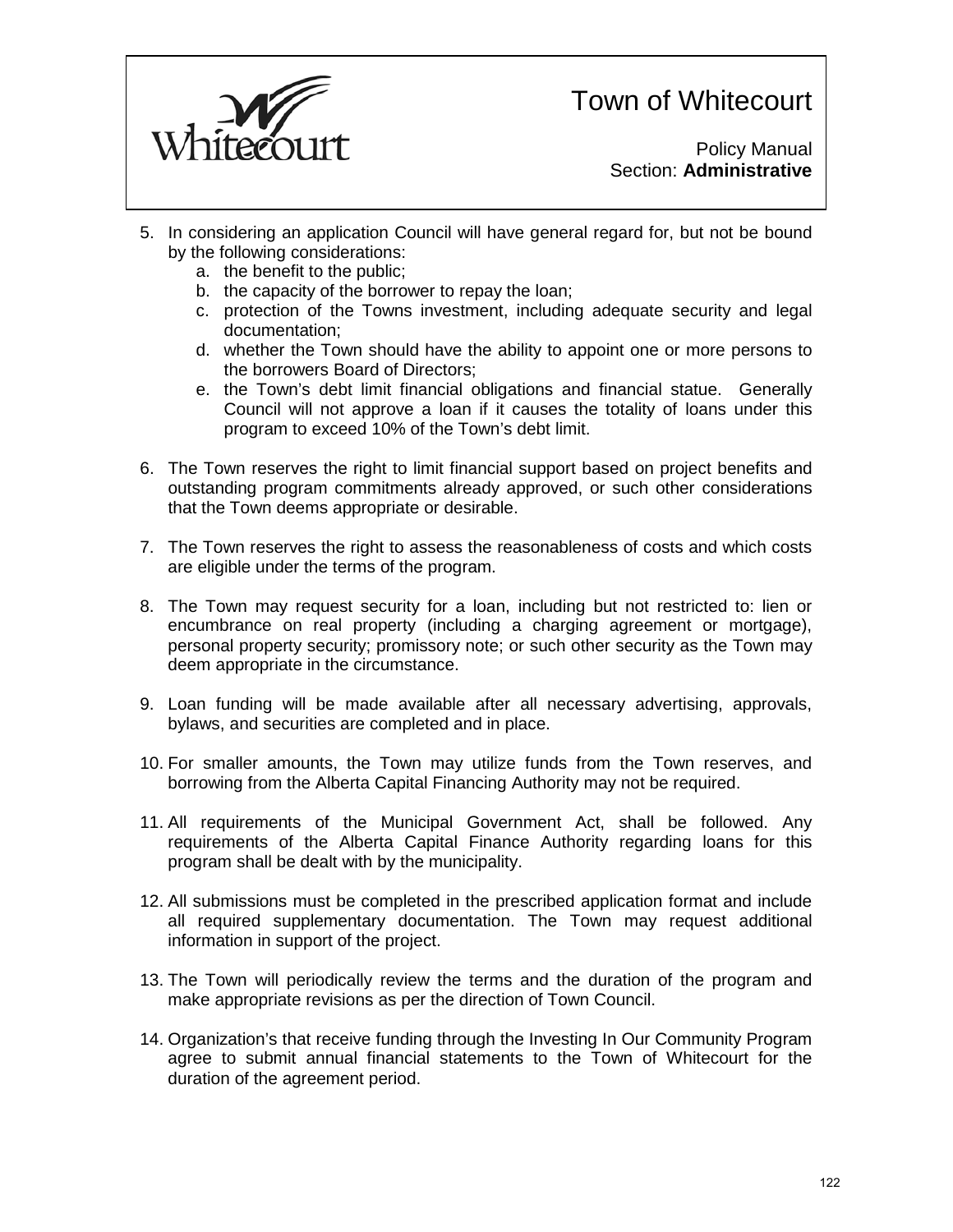5. In considering an application Council will have general regard for, but not be bound by the following considerations:
   a. the benefit to the public;
   b. the capacity of the borrower to repay the loan;
   c. protection of the Towns investment, including adequate security and legal documentation;
   d. whether the Town should have the ability to appoint one or more persons to the borrowers Board of Directors;
   e. the Town's debt limit financial obligations and financial statue. Generally Council will not approve a loan if it causes the totality of loans under this program to exceed 10% of the Town's debt limit.

6. The Town reserves the right to limit financial support based on project benefits and outstanding program commitments already approved, or such other considerations that the Town deems appropriate or desirable.

7. The Town reserves the right to assess the reasonableness of costs and which costs are eligible under the terms of the program.

8. The Town may request security for a loan, including but not restricted to: lien or encumbrance on real property (including a charging agreement or mortgage), personal property security; promissory note; or such other security as the Town may deem appropriate in the circumstance.

9. Loan funding will be made available after all necessary advertising, approvals, bylaws, and securities are completed and in place.

10. For smaller amounts, the Town may utilize funds from the Town reserves, and borrowing from the Alberta Capital Financing Authority may not be required.

11. All requirements of the Municipal Government Act, shall be followed. Any requirements of the Alberta Capital Finance Authority regarding loans for this program shall be dealt with by the municipality.

12. All submissions must be completed in the prescribed application format and include all required supplementary documentation. The Town may request additional information in support of the project.

13. The Town will periodically review the terms and the duration of the program and make appropriate revisions as per the direction of Town Council.

14. Organization's that receive funding through the Investing In Our Community Program agree to submit annual financial statements to the Town of Whitecourt for the duration of the agreement period.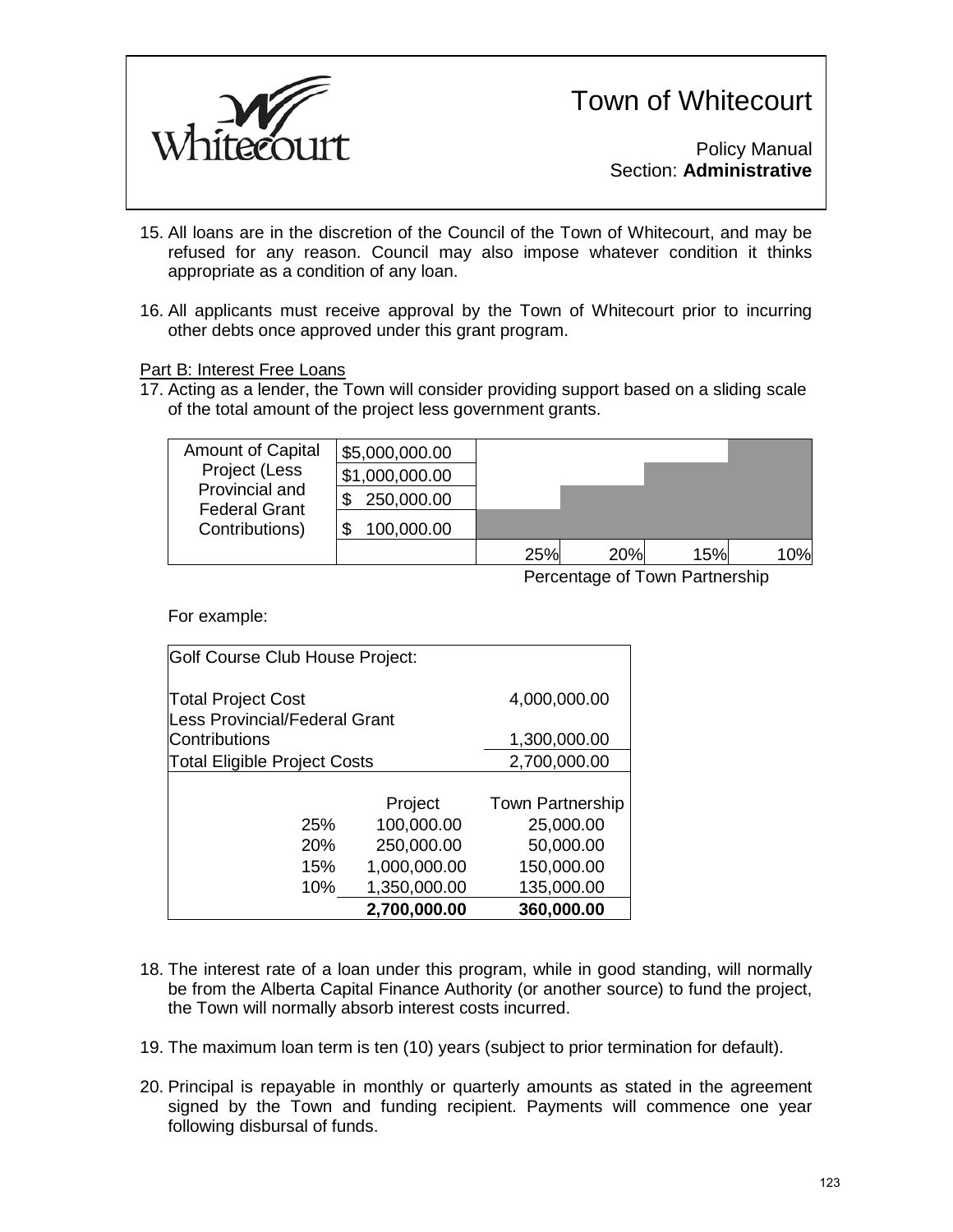15. All loans are in the discretion of the Council of the Town of Whitecourt, and may be refused for any reason. Council may also impose whatever condition it thinks appropriate as a condition of any loan.

16. All applicants must receive approval by the Town of Whitecourt prior to incurring other debts once approved under this grant program.

Part B: Interest Free Loans

17. Acting as a lender, the Town will consider providing support based on a sliding scale of the total amount of the project less government grants.

| Amount of Capital Project (Less Provincial and Federal Grant Contributions) | | | | | |
|---|---|---|---|---|---|
| | $5,000,000.00 | | | | ■ |
| | $1,000,000.00 | | | ■ | ■ |
| | $ 250,000.00 | | ■ | ■ | ■ |
| | $ 100,000.00 | ■ | ■ | ■ | ■ |
| | | 25% | 20% | 15% | 10% |

Percentage of Town Partnership

For example:

| Golf Course Club House Project: | | |
|---|---|---|
| Total Project Cost | | 4,000,000.00 |
| Less Provincial/Federal Grant Contributions | | 1,300,000.00 |
| Total Eligible Project Costs | | 2,700,000.00 |
| | Project | Town Partnership |
| 25% | 100,000.00 | 25,000.00 |
| 20% | 250,000.00 | 50,000.00 |
| 15% | 1,000,000.00 | 150,000.00 |
| 10% | 1,350,000.00 | 135,000.00 |
| | **2,700,000.00** | **360,000.00** |

18. The interest rate of a loan under this program, while in good standing, will normally be from the Alberta Capital Finance Authority (or another source) to fund the project, the Town will normally absorb interest costs incurred.

19. The maximum loan term is ten (10) years (subject to prior termination for default).

20. Principal is repayable in monthly or quarterly amounts as stated in the agreement signed by the Town and funding recipient. Payments will commence one year following disbursal of funds.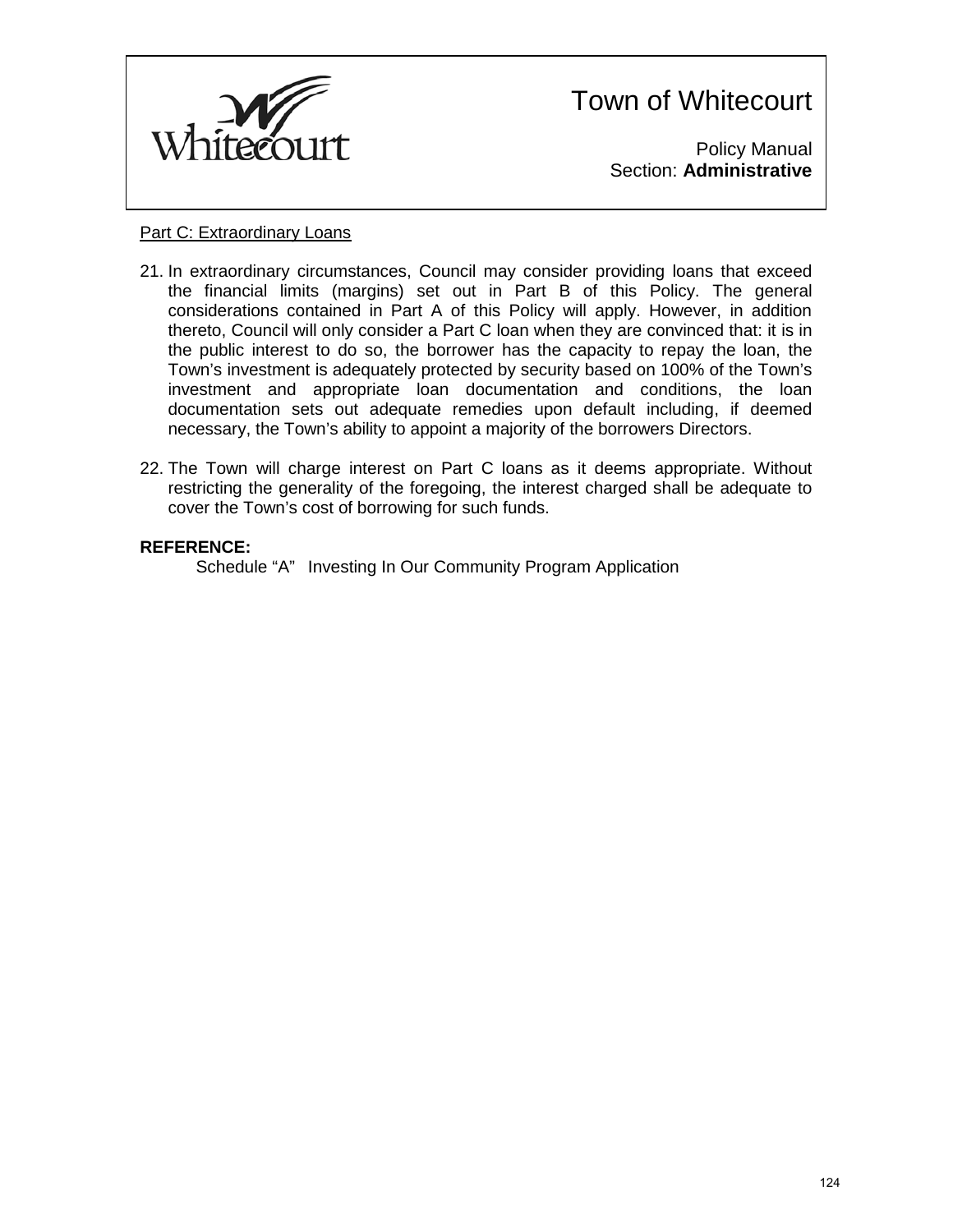Part C: Extraordinary Loans

21. In extraordinary circumstances, Council may consider providing loans that exceed the financial limits (margins) set out in Part B of this Policy. The general considerations contained in Part A of this Policy will apply. However, in addition thereto, Council will only consider a Part C loan when they are convinced that: it is in the public interest to do so, the borrower has the capacity to repay the loan, the Town's investment is adequately protected by security based on 100% of the Town's investment and appropriate loan documentation and conditions, the loan documentation sets out adequate remedies upon default including, if deemed necessary, the Town's ability to appoint a majority of the borrowers Directors.

22. The Town will charge interest on Part C loans as it deems appropriate. Without restricting the generality of the foregoing, the interest charged shall be adequate to cover the Town's cost of borrowing for such funds.

**REFERENCE:**

Schedule "A" Investing In Our Community Program Application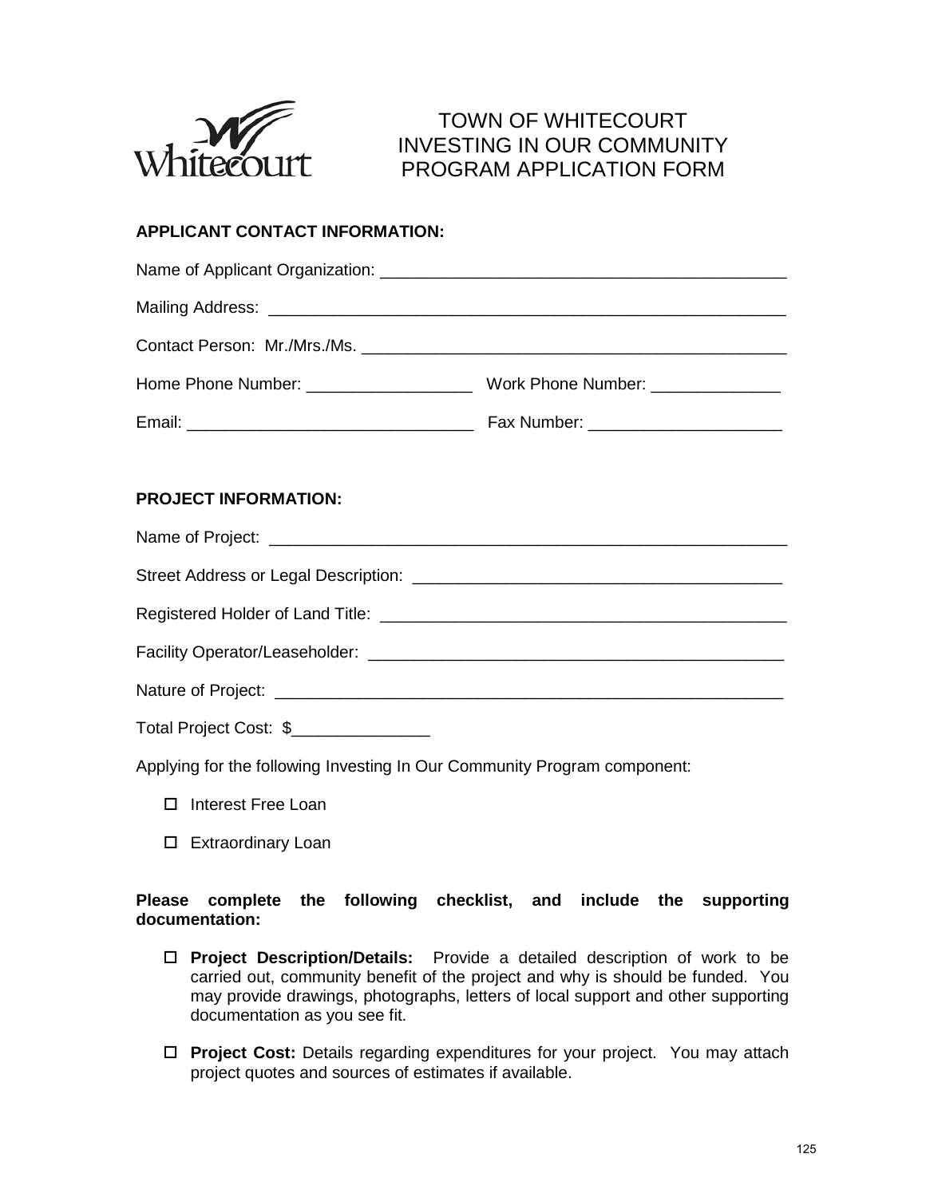# TOWN OF WHITECOURT INVESTING IN OUR COMMUNITY PROGRAM APPLICATION FORM

**APPLICANT CONTACT INFORMATION:**

Name of Applicant Organization: ____________________________________________

Mailing Address: ________________________________________________________

Contact Person: Mr./Mrs./Ms. ______________________________________________

Home Phone Number: __________________ Work Phone Number: ______________

Email: _______________________________ Fax Number: _____________________

**PROJECT INFORMATION:**

Name of Project: ________________________________________________________

Street Address or Legal Description: _________________________________________

Registered Holder of Land Title: _____________________________________________

Facility Operator/Leaseholder: _______________________________________________

Nature of Project: _______________________________________________________

Total Project Cost: $_______________

Applying for the following Investing In Our Community Program component:

- ☐ Interest Free Loan
- ☐ Extraordinary Loan

**Please complete the following checklist, and include the supporting documentation:**

- ☐ **Project Description/Details:** Provide a detailed description of work to be carried out, community benefit of the project and why is should be funded. You may provide drawings, photographs, letters of local support and other supporting documentation as you see fit.
- ☐ **Project Cost:** Details regarding expenditures for your project. You may attach project quotes and sources of estimates if available.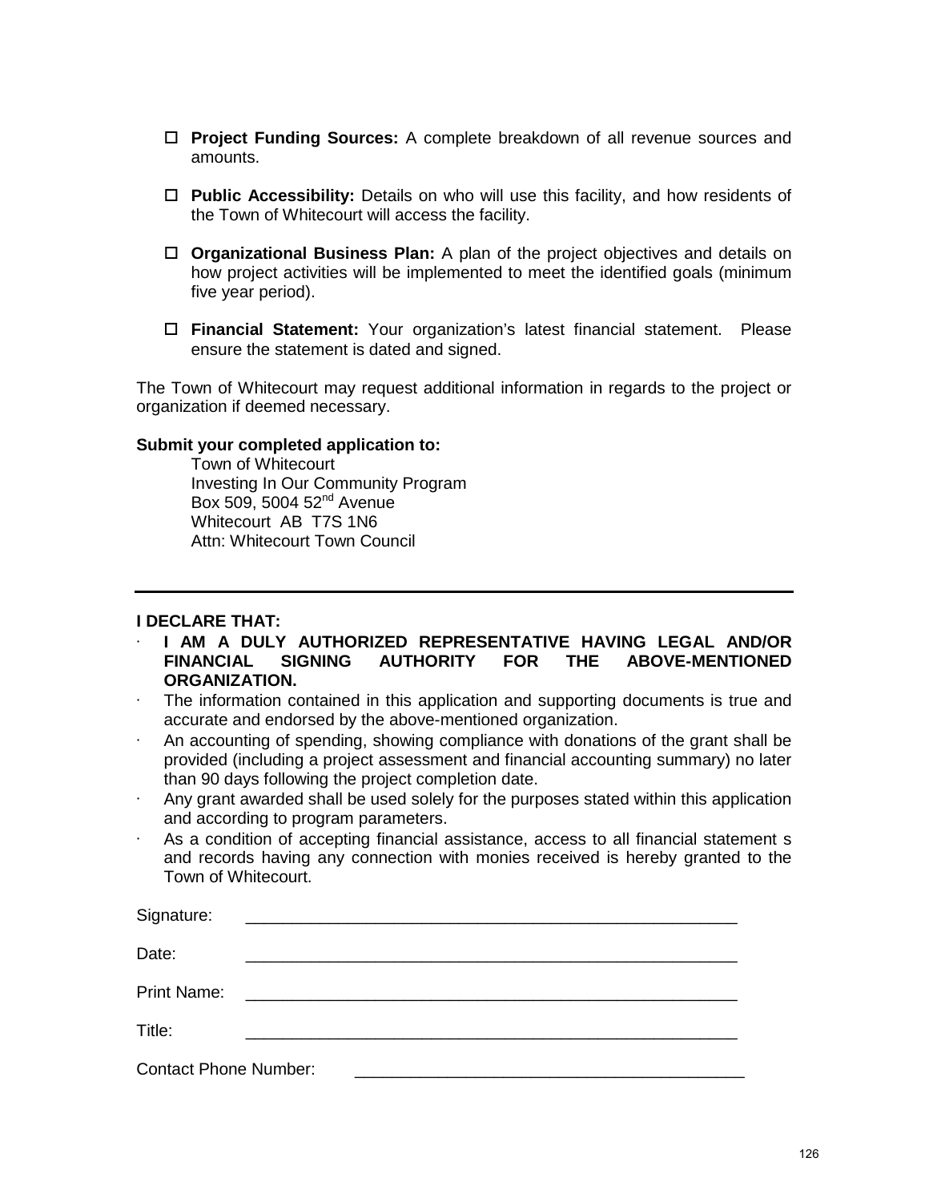- ☐ **Project Funding Sources:** A complete breakdown of all revenue sources and amounts.

- ☐ **Public Accessibility:** Details on who will use this facility, and how residents of the Town of Whitecourt will access the facility.

- ☐ **Organizational Business Plan:** A plan of the project objectives and details on how project activities will be implemented to meet the identified goals (minimum five year period).

- ☐ **Financial Statement:** Your organization's latest financial statement. Please ensure the statement is dated and signed.

The Town of Whitecourt may request additional information in regards to the project or organization if deemed necessary.

**Submit your completed application to:**

Town of Whitecourt
Investing In Our Community Program
Box 509, 5004 52nd Avenue
Whitecourt AB T7S 1N6
Attn: Whitecourt Town Council

---

**I DECLARE THAT:**

- **I AM A DULY AUTHORIZED REPRESENTATIVE HAVING LEGAL AND/OR FINANCIAL SIGNING AUTHORITY FOR THE ABOVE-MENTIONED ORGANIZATION.**
- The information contained in this application and supporting documents is true and accurate and endorsed by the above-mentioned organization.
- An accounting of spending, showing compliance with donations of the grant shall be provided (including a project assessment and financial accounting summary) no later than 90 days following the project completion date.
- Any grant awarded shall be used solely for the purposes stated within this application and according to program parameters.
- As a condition of accepting financial assistance, access to all financial statement s and records having any connection with monies received is hereby granted to the Town of Whitecourt.

Signature: ______________________________________________________

Date: ______________________________________________________

Print Name: ______________________________________________________

Title: ______________________________________________________

Contact Phone Number: ___________________________________________